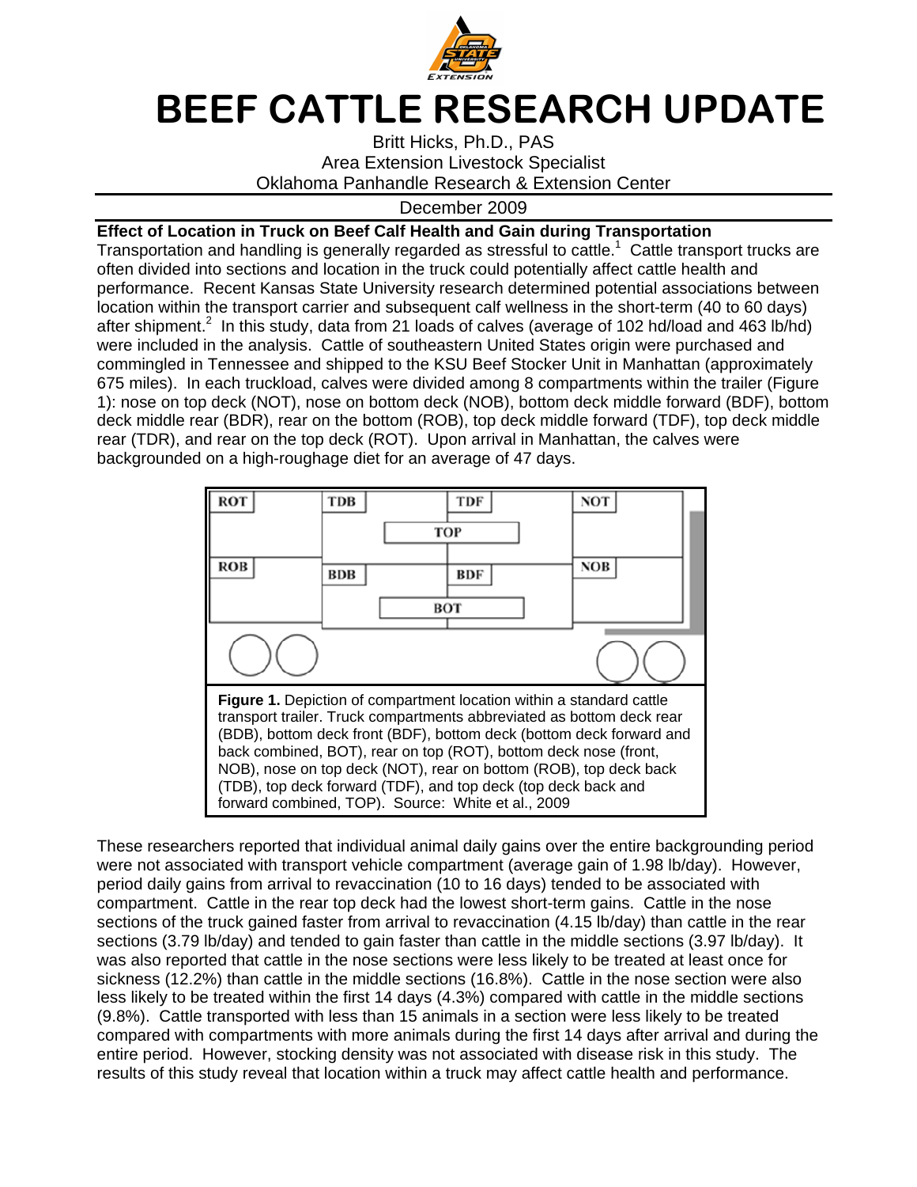# BEEF CATTLE RESEARCH UPDATE

Britt Hicks, Ph.D., PAS
Area Extension Livestock Specialist
Oklahoma Panhandle Research & Extension Center

December 2009

## Effect of Location in Truck on Beef Calf Health and Gain during Transportation

Transportation and handling is generally regarded as stressful to cattle.[1] Cattle transport trucks are often divided into sections and location in the truck could potentially affect cattle health and performance. Recent Kansas State University research determined potential associations between location within the transport carrier and subsequent calf wellness in the short-term (40 to 60 days) after shipment.[2] In this study, data from 21 loads of calves (average of 102 hd/load and 463 lb/hd) were included in the analysis. Cattle of southeastern United States origin were purchased and commingled in Tennessee and shipped to the KSU Beef Stocker Unit in Manhattan (approximately 675 miles). In each truckload, calves were divided among 8 compartments within the trailer (Figure 1): nose on top deck (NOT), nose on bottom deck (NOB), bottom deck middle forward (BDF), bottom deck middle rear (BDR), rear on the bottom (ROB), top deck middle forward (TDF), top deck middle rear (TDR), and rear on the top deck (ROT). Upon arrival in Manhattan, the calves were backgrounded on a high-roughage diet for an average of 47 days.

| ROT | TDB | TOP | TDF | NOT |
|---|---|---|---|---|
| ROB | BDB | BOT | BDF | NOB |

**Figure 1.** Depiction of compartment location within a standard cattle transport trailer. Truck compartments abbreviated as bottom deck rear (BDB), bottom deck front (BDF), bottom deck (bottom deck forward and back combined, BOT), rear on top (ROT), bottom deck nose (front, NOB), nose on top deck (NOT), rear on bottom (ROB), top deck back (TDB), top deck forward (TDF), and top deck (top deck back and forward combined, TOP). Source: White et al., 2009

These researchers reported that individual animal daily gains over the entire backgrounding period were not associated with transport vehicle compartment (average gain of 1.98 lb/day). However, period daily gains from arrival to revaccination (10 to 16 days) tended to be associated with compartment. Cattle in the rear top deck had the lowest short-term gains. Cattle in the nose sections of the truck gained faster from arrival to revaccination (4.15 lb/day) than cattle in the rear sections (3.79 lb/day) and tended to gain faster than cattle in the middle sections (3.97 lb/day). It was also reported that cattle in the nose sections were less likely to be treated at least once for sickness (12.2%) than cattle in the middle sections (16.8%). Cattle in the nose section were also less likely to be treated within the first 14 days (4.3%) compared with cattle in the middle sections (9.8%). Cattle transported with less than 15 animals in a section were less likely to be treated compared with compartments with more animals during the first 14 days after arrival and during the entire period. However, stocking density was not associated with disease risk in this study. The results of this study reveal that location within a truck may affect cattle health and performance.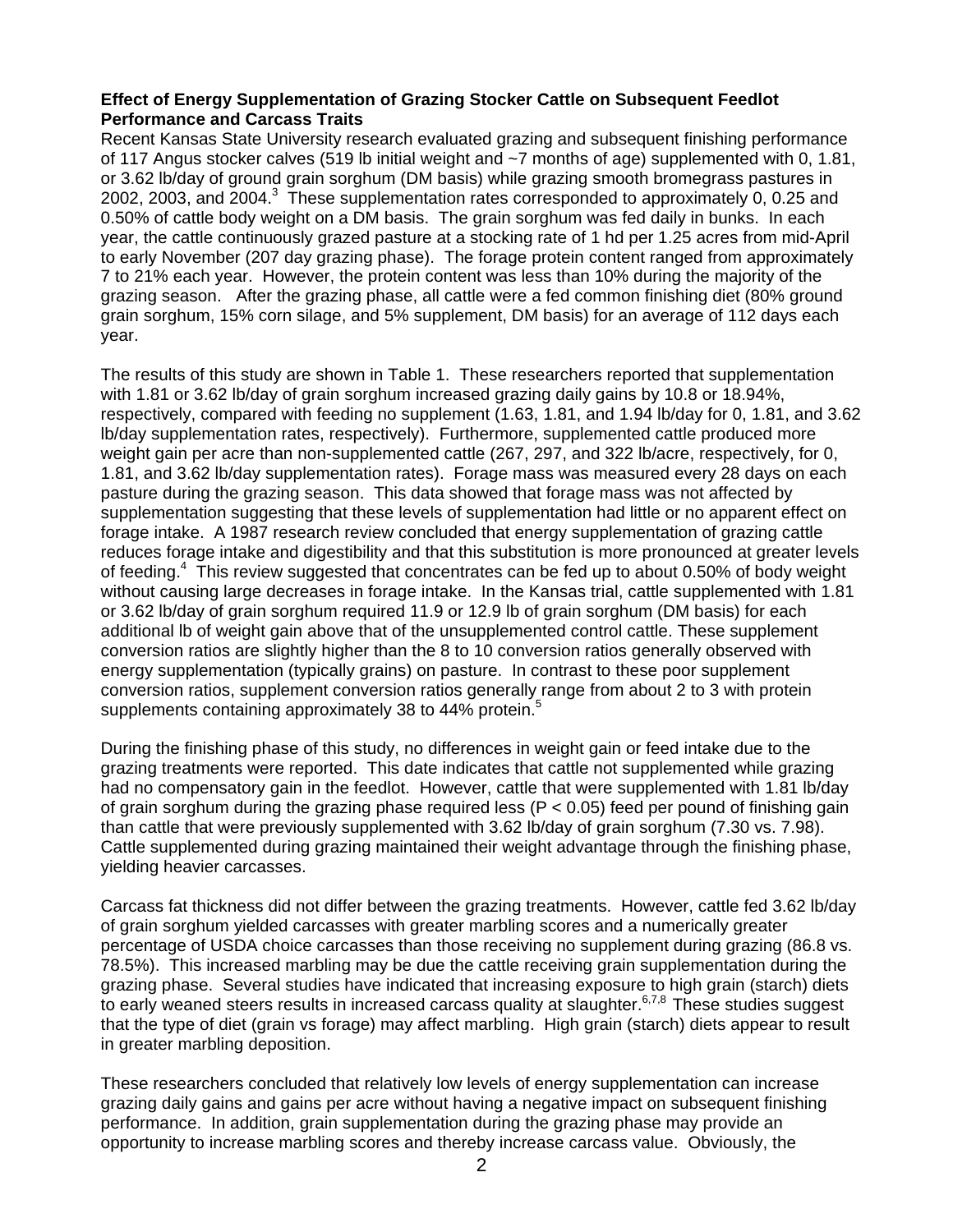**Effect of Energy Supplementation of Grazing Stocker Cattle on Subsequent Feedlot Performance and Carcass Traits**

Recent Kansas State University research evaluated grazing and subsequent finishing performance of 117 Angus stocker calves (519 lb initial weight and ~7 months of age) supplemented with 0, 1.81, or 3.62 lb/day of ground grain sorghum (DM basis) while grazing smooth bromegrass pastures in 2002, 2003, and 2004.[3] These supplementation rates corresponded to approximately 0, 0.25 and 0.50% of cattle body weight on a DM basis. The grain sorghum was fed daily in bunks. In each year, the cattle continuously grazed pasture at a stocking rate of 1 hd per 1.25 acres from mid-April to early November (207 day grazing phase). The forage protein content ranged from approximately 7 to 21% each year. However, the protein content was less than 10% during the majority of the grazing season. After the grazing phase, all cattle were a fed common finishing diet (80% ground grain sorghum, 15% corn silage, and 5% supplement, DM basis) for an average of 112 days each year.

The results of this study are shown in Table 1. These researchers reported that supplementation with 1.81 or 3.62 lb/day of grain sorghum increased grazing daily gains by 10.8 or 18.94%, respectively, compared with feeding no supplement (1.63, 1.81, and 1.94 lb/day for 0, 1.81, and 3.62 lb/day supplementation rates, respectively). Furthermore, supplemented cattle produced more weight gain per acre than non-supplemented cattle (267, 297, and 322 lb/acre, respectively, for 0, 1.81, and 3.62 lb/day supplementation rates). Forage mass was measured every 28 days on each pasture during the grazing season. This data showed that forage mass was not affected by supplementation suggesting that these levels of supplementation had little or no apparent effect on forage intake. A 1987 research review concluded that energy supplementation of grazing cattle reduces forage intake and digestibility and that this substitution is more pronounced at greater levels of feeding.[4] This review suggested that concentrates can be fed up to about 0.50% of body weight without causing large decreases in forage intake. In the Kansas trial, cattle supplemented with 1.81 or 3.62 lb/day of grain sorghum required 11.9 or 12.9 lb of grain sorghum (DM basis) for each additional lb of weight gain above that of the unsupplemented control cattle. These supplement conversion ratios are slightly higher than the 8 to 10 conversion ratios generally observed with energy supplementation (typically grains) on pasture. In contrast to these poor supplement conversion ratios, supplement conversion ratios generally range from about 2 to 3 with protein supplements containing approximately 38 to 44% protein.[5]

During the finishing phase of this study, no differences in weight gain or feed intake due to the grazing treatments were reported. This date indicates that cattle not supplemented while grazing had no compensatory gain in the feedlot. However, cattle that were supplemented with 1.81 lb/day of grain sorghum during the grazing phase required less ($P < 0.05$) feed per pound of finishing gain than cattle that were previously supplemented with 3.62 lb/day of grain sorghum (7.30 vs. 7.98). Cattle supplemented during grazing maintained their weight advantage through the finishing phase, yielding heavier carcasses.

Carcass fat thickness did not differ between the grazing treatments. However, cattle fed 3.62 lb/day of grain sorghum yielded carcasses with greater marbling scores and a numerically greater percentage of USDA choice carcasses than those receiving no supplement during grazing (86.8 vs. 78.5%). This increased marbling may be due the cattle receiving grain supplementation during the grazing phase. Several studies have indicated that increasing exposure to high grain (starch) diets to early weaned steers results in increased carcass quality at slaughter.[6,7,8] These studies suggest that the type of diet (grain vs forage) may affect marbling. High grain (starch) diets appear to result in greater marbling deposition.

These researchers concluded that relatively low levels of energy supplementation can increase grazing daily gains and gains per acre without having a negative impact on subsequent finishing performance. In addition, grain supplementation during the grazing phase may provide an opportunity to increase marbling scores and thereby increase carcass value. Obviously, the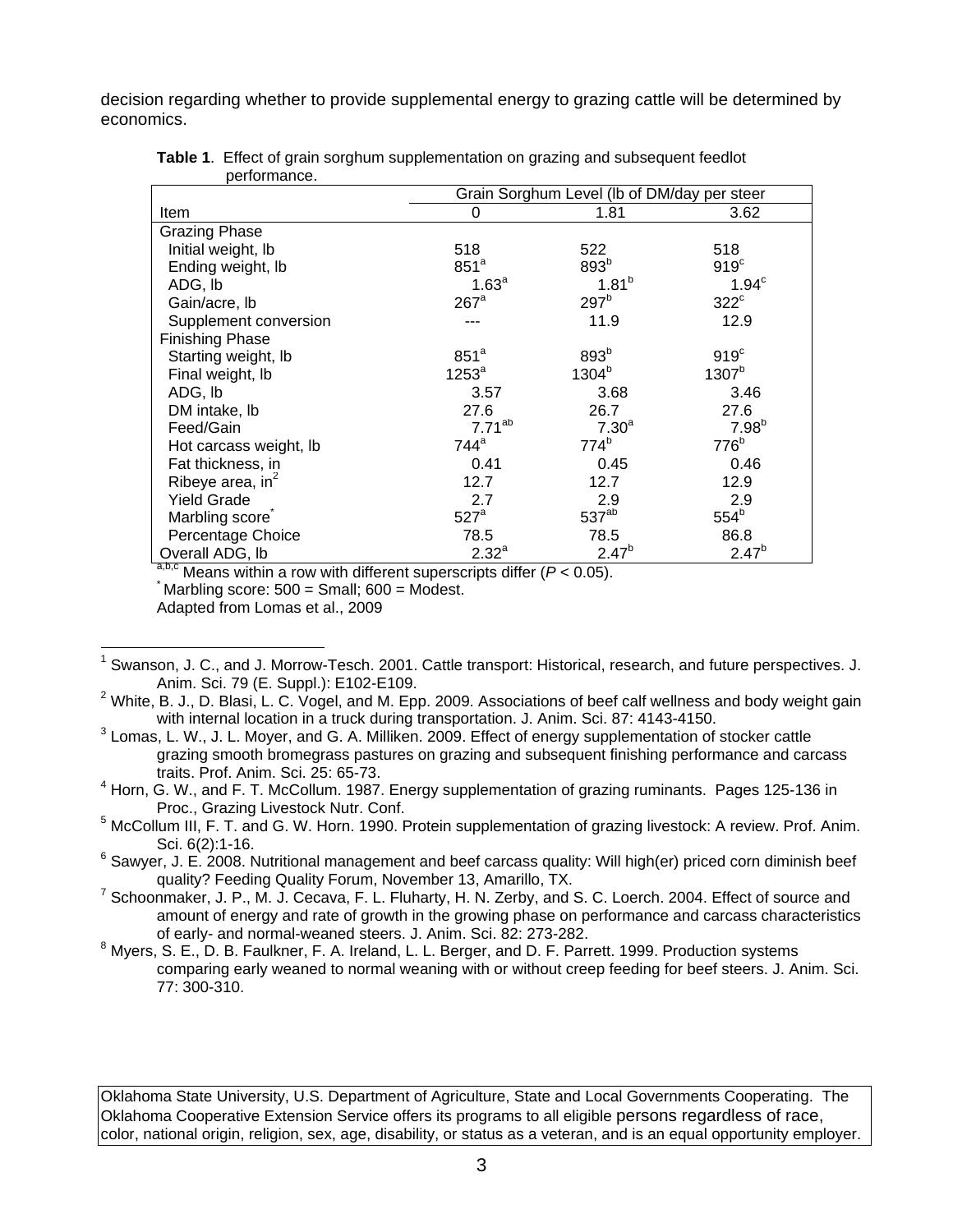decision regarding whether to provide supplemental energy to grazing cattle will be determined by economics.

**Table 1**. Effect of grain sorghum supplementation on grazing and subsequent feedlot performance.

| | Grain Sorghum Level (lb of DM/day per steer | | |
|---|---|---|---|
| Item | 0 | 1.81 | 3.62 |
| Grazing Phase | | | |
| Initial weight, lb | 518 | 522 | 518 |
| Ending weight, lb | 851[a] | 893[b] | 919[c] |
| ADG, lb | 1.63[a] | 1.81[b] | 1.94[c] |
| Gain/acre, lb | 267[a] | 297[b] | 322[c] |
| Supplement conversion | --- | 11.9 | 12.9 |
| Finishing Phase | | | |
| Starting weight, lb | 851[a] | 893[b] | 919[c] |
| Final weight, lb | 1253[a] | 1304[b] | 1307[b] |
| ADG, lb | 3.57 | 3.68 | 3.46 |
| DM intake, lb | 27.6 | 26.7 | 27.6 |
| Feed/Gain | 7.71[ab] | 7.30[a] | 7.98[b] |
| Hot carcass weight, lb | 744[a] | 774[b] | 776[b] |
| Fat thickness, in | 0.41 | 0.45 | 0.46 |
| Ribeye area, $in^2$ | 12.7 | 12.7 | 12.9 |
| Yield Grade | 2.7 | 2.9 | 2.9 |
| Marbling score* | 527[a] | 537[ab] | 554[b] |
| Percentage Choice | 78.5 | 78.5 | 86.8 |
| Overall ADG, lb | 2.32[a] | 2.47[b] | 2.47[b] |

[a,b,c] Means within a row with different superscripts differ ($P < 0.05$).
* Marbling score: 500 = Small; 600 = Modest.
Adapted from Lomas et al., 2009

[1] Swanson, J. C., and J. Morrow-Tesch. 2001. Cattle transport: Historical, research, and future perspectives. J. Anim. Sci. 79 (E. Suppl.): E102-E109.

[2] White, B. J., D. Blasi, L. C. Vogel, and M. Epp. 2009. Associations of beef calf wellness and body weight gain with internal location in a truck during transportation. J. Anim. Sci. 87: 4143-4150.

[3] Lomas, L. W., J. L. Moyer, and G. A. Milliken. 2009. Effect of energy supplementation of stocker cattle grazing smooth bromegrass pastures on grazing and subsequent finishing performance and carcass traits. Prof. Anim. Sci. 25: 65-73.

[4] Horn, G. W., and F. T. McCollum. 1987. Energy supplementation of grazing ruminants. Pages 125-136 in Proc., Grazing Livestock Nutr. Conf.

[5] McCollum III, F. T. and G. W. Horn. 1990. Protein supplementation of grazing livestock: A review. Prof. Anim. Sci. 6(2):1-16.

[6] Sawyer, J. E. 2008. Nutritional management and beef carcass quality: Will high(er) priced corn diminish beef quality? Feeding Quality Forum, November 13, Amarillo, TX.

[7] Schoonmaker, J. P., M. J. Cecava, F. L. Fluharty, H. N. Zerby, and S. C. Loerch. 2004. Effect of source and amount of energy and rate of growth in the growing phase on performance and carcass characteristics of early- and normal-weaned steers. J. Anim. Sci. 82: 273-282.

[8] Myers, S. E., D. B. Faulkner, F. A. Ireland, L. L. Berger, and D. F. Parrett. 1999. Production systems comparing early weaned to normal weaning with or without creep feeding for beef steers. J. Anim. Sci. 77: 300-310.

Oklahoma State University, U.S. Department of Agriculture, State and Local Governments Cooperating. The Oklahoma Cooperative Extension Service offers its programs to all eligible persons regardless of race, color, national origin, religion, sex, age, disability, or status as a veteran, and is an equal opportunity employer.